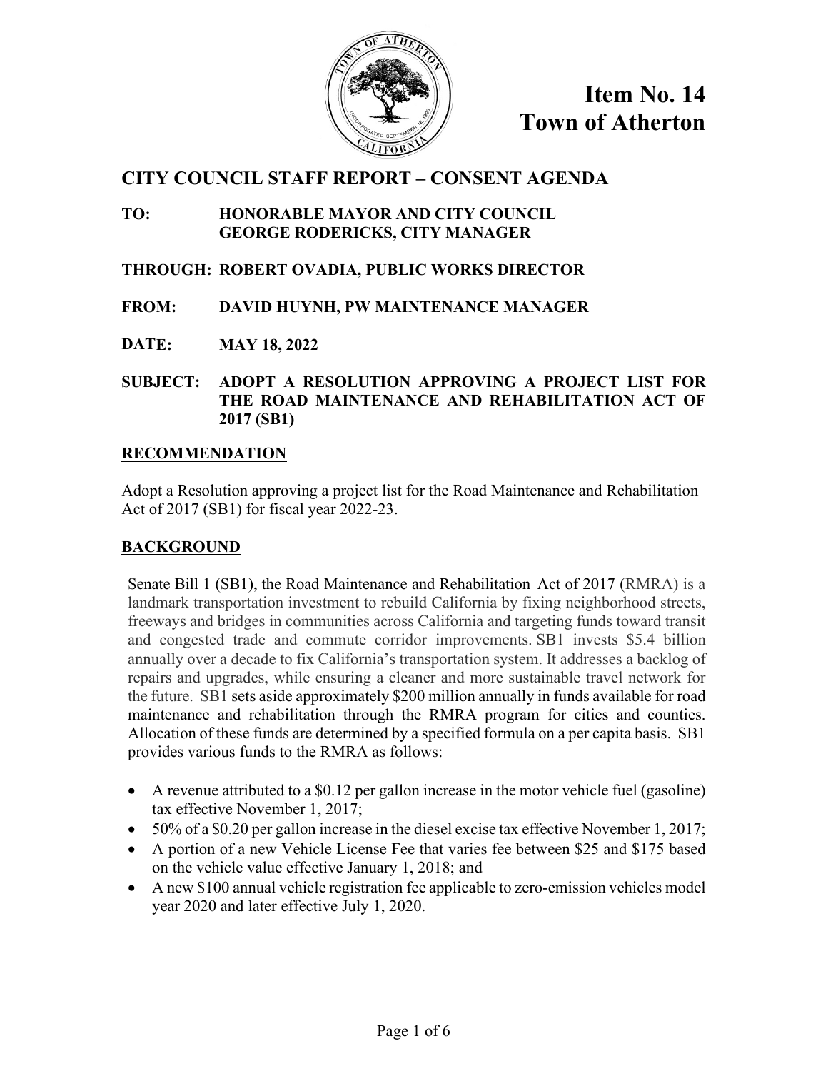# Item No. 14
# Town of Atherton

## CITY COUNCIL STAFF REPORT – CONSENT AGENDA

**TO:** HONORABLE MAYOR AND CITY COUNCIL
GEORGE RODERICKS, CITY MANAGER

**THROUGH:** ROBERT OVADIA, PUBLIC WORKS DIRECTOR

**FROM:** DAVID HUYNH, PW MAINTENANCE MANAGER

**DATE:** MAY 18, 2022

**SUBJECT:** ADOPT A RESOLUTION APPROVING A PROJECT LIST FOR THE ROAD MAINTENANCE AND REHABILITATION ACT OF 2017 (SB1)

### RECOMMENDATION

Adopt a Resolution approving a project list for the Road Maintenance and Rehabilitation Act of 2017 (SB1) for fiscal year 2022-23.

### BACKGROUND

Senate Bill 1 (SB1), the Road Maintenance and Rehabilitation Act of 2017 (RMRA) is a landmark transportation investment to rebuild California by fixing neighborhood streets, freeways and bridges in communities across California and targeting funds toward transit and congested trade and commute corridor improvements. SB1 invests $5.4 billion annually over a decade to fix California's transportation system. It addresses a backlog of repairs and upgrades, while ensuring a cleaner and more sustainable travel network for the future. SB1 sets aside approximately $200 million annually in funds available for road maintenance and rehabilitation through the RMRA program for cities and counties. Allocation of these funds are determined by a specified formula on a per capita basis. SB1 provides various funds to the RMRA as follows:

- A revenue attributed to a $0.12 per gallon increase in the motor vehicle fuel (gasoline) tax effective November 1, 2017;
- 50% of a $0.20 per gallon increase in the diesel excise tax effective November 1, 2017;
- A portion of a new Vehicle License Fee that varies fee between $25 and $175 based on the vehicle value effective January 1, 2018; and
- A new $100 annual vehicle registration fee applicable to zero-emission vehicles model year 2020 and later effective July 1, 2020.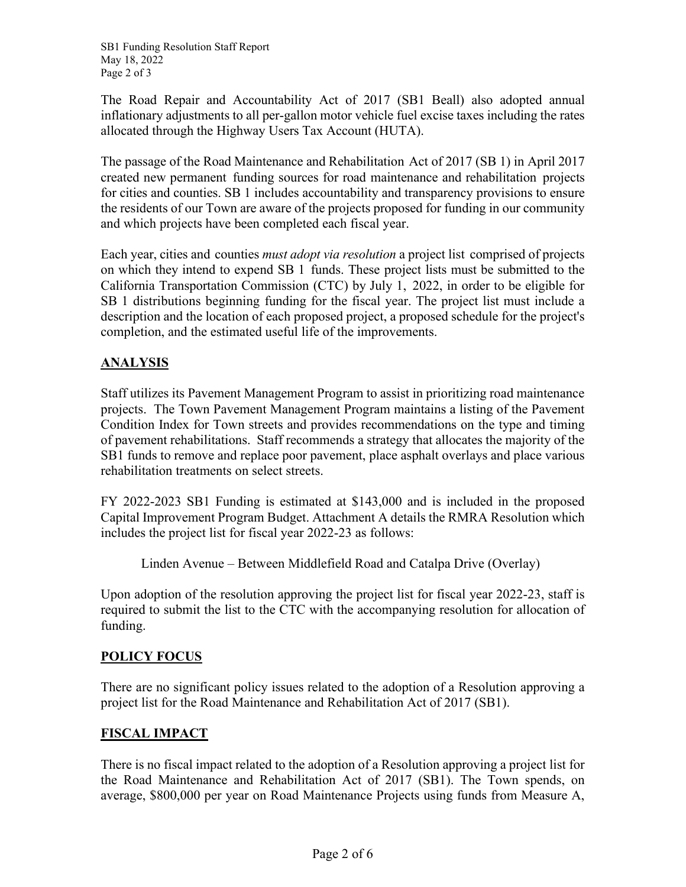The Road Repair and Accountability Act of 2017 (SB1 Beall) also adopted annual inflationary adjustments to all per-gallon motor vehicle fuel excise taxes including the rates allocated through the Highway Users Tax Account (HUTA).

The passage of the Road Maintenance and Rehabilitation Act of 2017 (SB 1) in April 2017 created new permanent funding sources for road maintenance and rehabilitation projects for cities and counties. SB 1 includes accountability and transparency provisions to ensure the residents of our Town are aware of the projects proposed for funding in our community and which projects have been completed each fiscal year.

Each year, cities and counties *must adopt via resolution* a project list comprised of projects on which they intend to expend SB 1 funds. These project lists must be submitted to the California Transportation Commission (CTC) by July 1, 2022, in order to be eligible for SB 1 distributions beginning funding for the fiscal year. The project list must include a description and the location of each proposed project, a proposed schedule for the project's completion, and the estimated useful life of the improvements.

## ANALYSIS

Staff utilizes its Pavement Management Program to assist in prioritizing road maintenance projects. The Town Pavement Management Program maintains a listing of the Pavement Condition Index for Town streets and provides recommendations on the type and timing of pavement rehabilitations. Staff recommends a strategy that allocates the majority of the SB1 funds to remove and replace poor pavement, place asphalt overlays and place various rehabilitation treatments on select streets.

FY 2022-2023 SB1 Funding is estimated at $143,000 and is included in the proposed Capital Improvement Program Budget. Attachment A details the RMRA Resolution which includes the project list for fiscal year 2022-23 as follows:

> Linden Avenue – Between Middlefield Road and Catalpa Drive (Overlay)

Upon adoption of the resolution approving the project list for fiscal year 2022-23, staff is required to submit the list to the CTC with the accompanying resolution for allocation of funding.

## POLICY FOCUS

There are no significant policy issues related to the adoption of a Resolution approving a project list for the Road Maintenance and Rehabilitation Act of 2017 (SB1).

## FISCAL IMPACT

There is no fiscal impact related to the adoption of a Resolution approving a project list for the Road Maintenance and Rehabilitation Act of 2017 (SB1). The Town spends, on average, $800,000 per year on Road Maintenance Projects using funds from Measure A,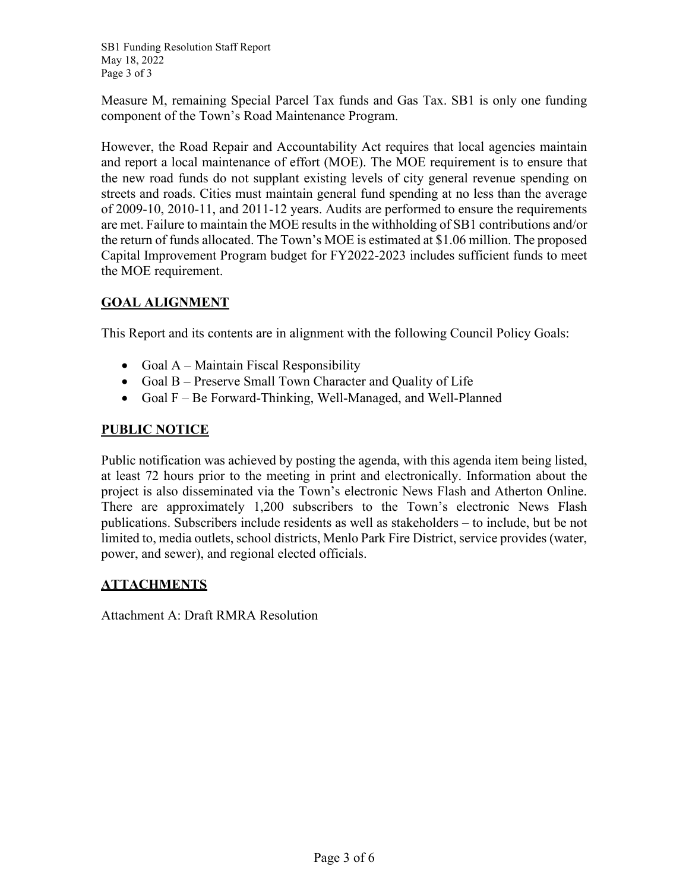Measure M, remaining Special Parcel Tax funds and Gas Tax. SB1 is only one funding component of the Town's Road Maintenance Program.

However, the Road Repair and Accountability Act requires that local agencies maintain and report a local maintenance of effort (MOE). The MOE requirement is to ensure that the new road funds do not supplant existing levels of city general revenue spending on streets and roads. Cities must maintain general fund spending at no less than the average of 2009-10, 2010-11, and 2011-12 years. Audits are performed to ensure the requirements are met. Failure to maintain the MOE results in the withholding of SB1 contributions and/or the return of funds allocated. The Town's MOE is estimated at $1.06 million. The proposed Capital Improvement Program budget for FY2022-2023 includes sufficient funds to meet the MOE requirement.

## GOAL ALIGNMENT

This Report and its contents are in alignment with the following Council Policy Goals:

- Goal A – Maintain Fiscal Responsibility
- Goal B – Preserve Small Town Character and Quality of Life
- Goal F – Be Forward-Thinking, Well-Managed, and Well-Planned

## PUBLIC NOTICE

Public notification was achieved by posting the agenda, with this agenda item being listed, at least 72 hours prior to the meeting in print and electronically. Information about the project is also disseminated via the Town's electronic News Flash and Atherton Online. There are approximately 1,200 subscribers to the Town's electronic News Flash publications. Subscribers include residents as well as stakeholders – to include, but be not limited to, media outlets, school districts, Menlo Park Fire District, service provides (water, power, and sewer), and regional elected officials.

## ATTACHMENTS

Attachment A: Draft RMRA Resolution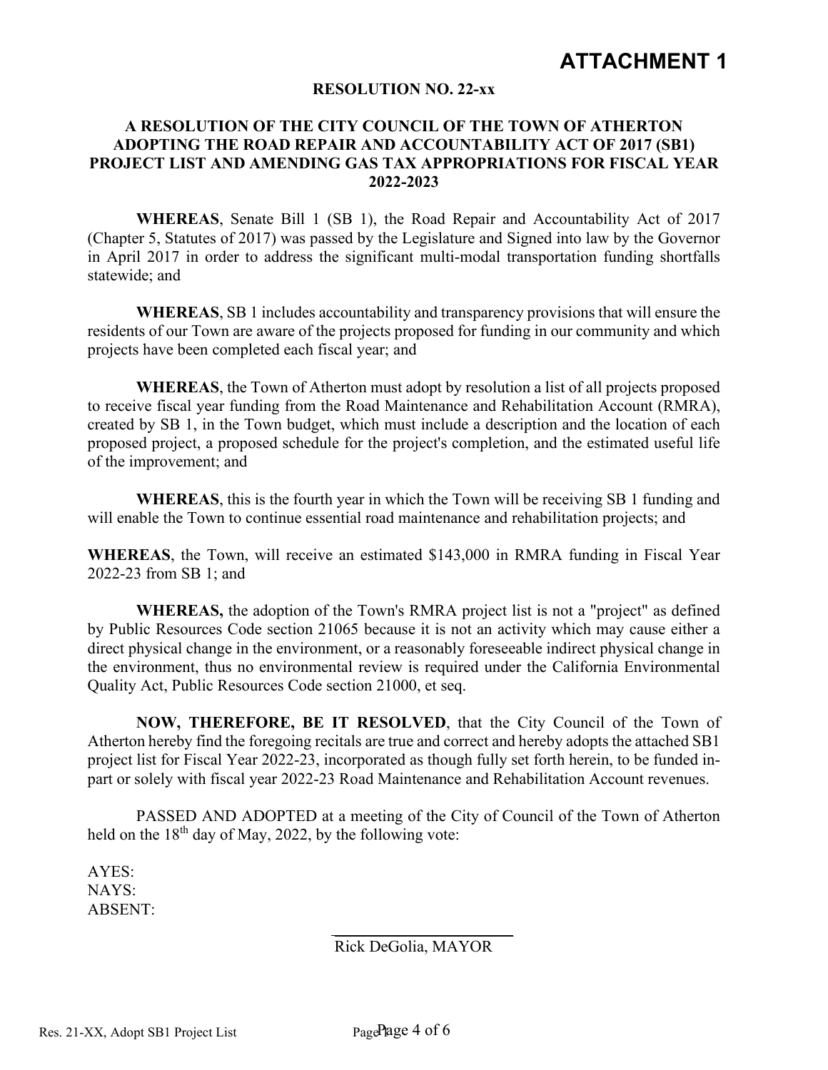# ATTACHMENT 1

**RESOLUTION NO. 22-xx**

**A RESOLUTION OF THE CITY COUNCIL OF THE TOWN OF ATHERTON ADOPTING THE ROAD REPAIR AND ACCOUNTABILITY ACT OF 2017 (SB1) PROJECT LIST AND AMENDING GAS TAX APPROPRIATIONS FOR FISCAL YEAR 2022-2023**

**WHEREAS**, Senate Bill 1 (SB 1), the Road Repair and Accountability Act of 2017 (Chapter 5, Statutes of 2017) was passed by the Legislature and Signed into law by the Governor in April 2017 in order to address the significant multi-modal transportation funding shortfalls statewide; and

**WHEREAS**, SB 1 includes accountability and transparency provisions that will ensure the residents of our Town are aware of the projects proposed for funding in our community and which projects have been completed each fiscal year; and

**WHEREAS**, the Town of Atherton must adopt by resolution a list of all projects proposed to receive fiscal year funding from the Road Maintenance and Rehabilitation Account (RMRA), created by SB 1, in the Town budget, which must include a description and the location of each proposed project, a proposed schedule for the project's completion, and the estimated useful life of the improvement; and

**WHEREAS**, this is the fourth year in which the Town will be receiving SB 1 funding and will enable the Town to continue essential road maintenance and rehabilitation projects; and

**WHEREAS**, the Town, will receive an estimated $143,000 in RMRA funding in Fiscal Year 2022-23 from SB 1; and

**WHEREAS,** the adoption of the Town's RMRA project list is not a "project" as defined by Public Resources Code section 21065 because it is not an activity which may cause either a direct physical change in the environment, or a reasonably foreseeable indirect physical change in the environment, thus no environmental review is required under the California Environmental Quality Act, Public Resources Code section 21000, et seq.

**NOW, THEREFORE, BE IT RESOLVED**, that the City Council of the Town of Atherton hereby find the foregoing recitals are true and correct and hereby adopts the attached SB1 project list for Fiscal Year 2022-23, incorporated as though fully set forth herein, to be funded in-part or solely with fiscal year 2022-23 Road Maintenance and Rehabilitation Account revenues.

PASSED AND ADOPTED at a meeting of the City of Council of the Town of Atherton held on the 18th day of May, 2022, by the following vote:

AYES:
NAYS:
ABSENT:

______________________
Rick DeGolia, MAYOR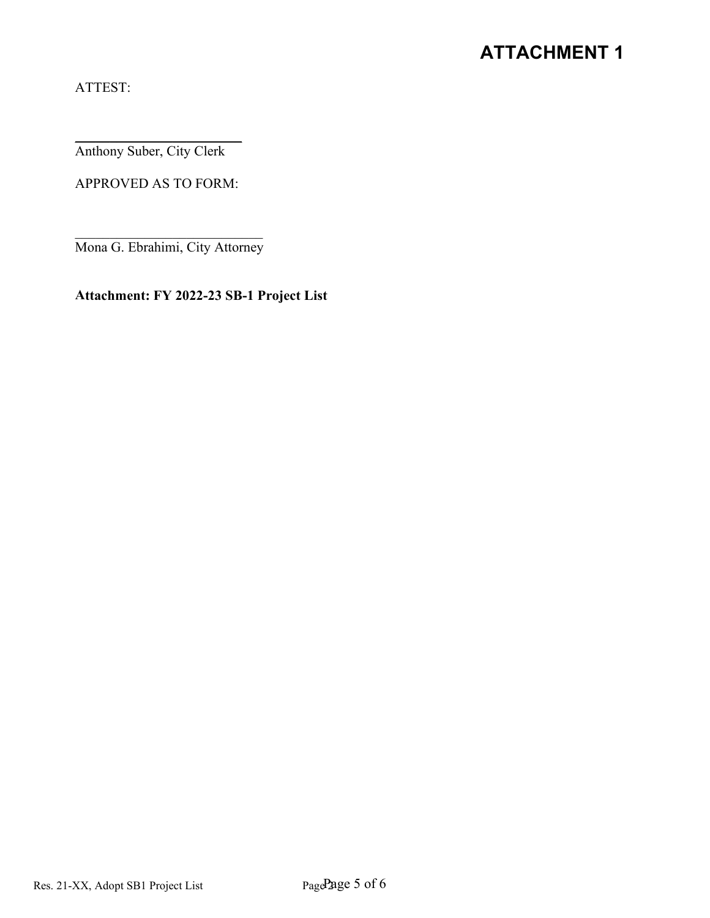**ATTACHMENT 1**

ATTEST:

\_\_\_\_\_\_\_\_\_\_\_\_\_\_\_\_\_\_\_\_\_\_\_\_\_\_
Anthony Suber, City Clerk

APPROVED AS TO FORM:

\_\_\_\_\_\_\_\_\_\_\_\_\_\_\_\_\_\_\_\_\_\_\_\_\_\_
Mona G. Ebrahimi, City Attorney

**Attachment: FY 2022-23 SB-1 Project List**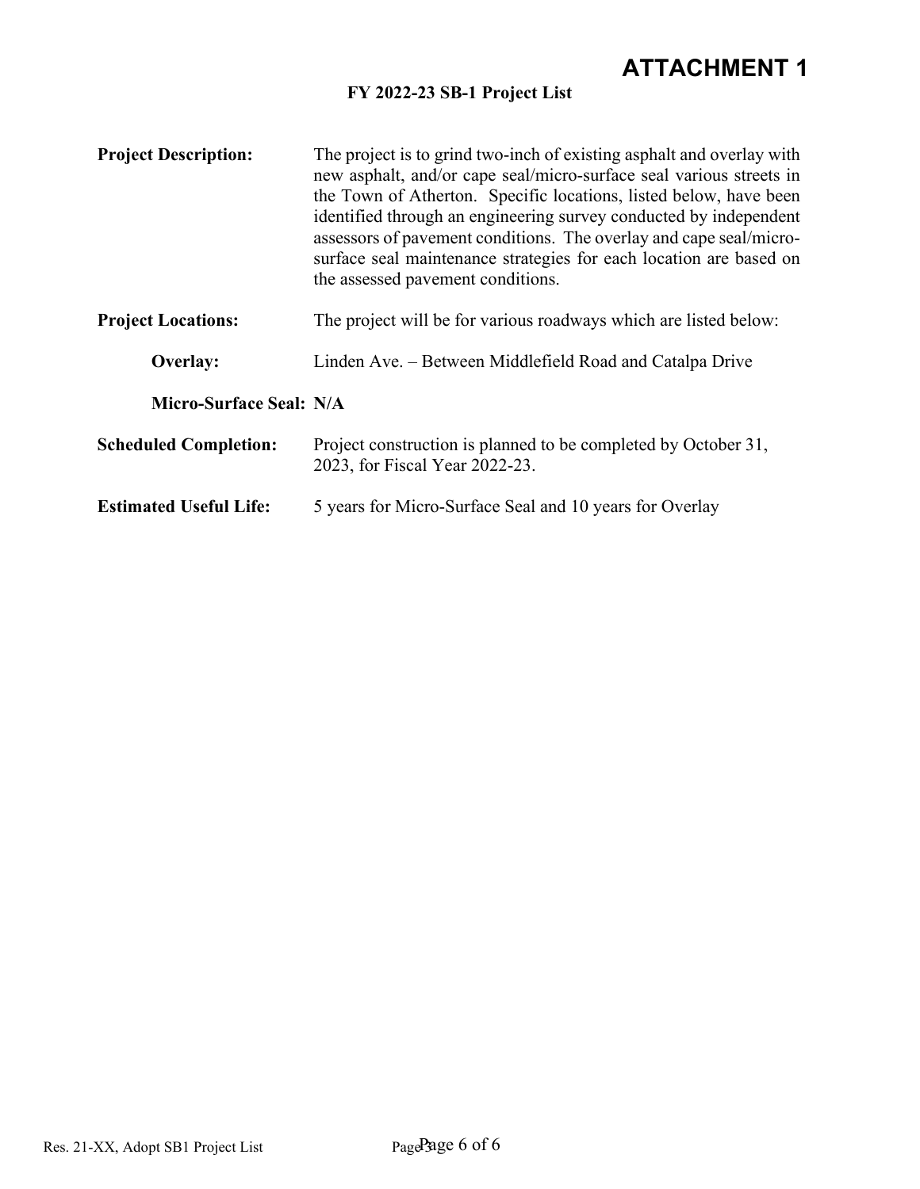# ATTACHMENT 1

## FY 2022-23 SB-1 Project List

**Project Description:** The project is to grind two-inch of existing asphalt and overlay with new asphalt, and/or cape seal/micro-surface seal various streets in the Town of Atherton. Specific locations, listed below, have been identified through an engineering survey conducted by independent assessors of pavement conditions. The overlay and cape seal/micro-surface seal maintenance strategies for each location are based on the assessed pavement conditions.

**Project Locations:** The project will be for various roadways which are listed below:

**Overlay:** Linden Ave. – Between Middlefield Road and Catalpa Drive

**Micro-Surface Seal:** N/A

**Scheduled Completion:** Project construction is planned to be completed by October 31, 2023, for Fiscal Year 2022-23.

**Estimated Useful Life:** 5 years for Micro-Surface Seal and 10 years for Overlay